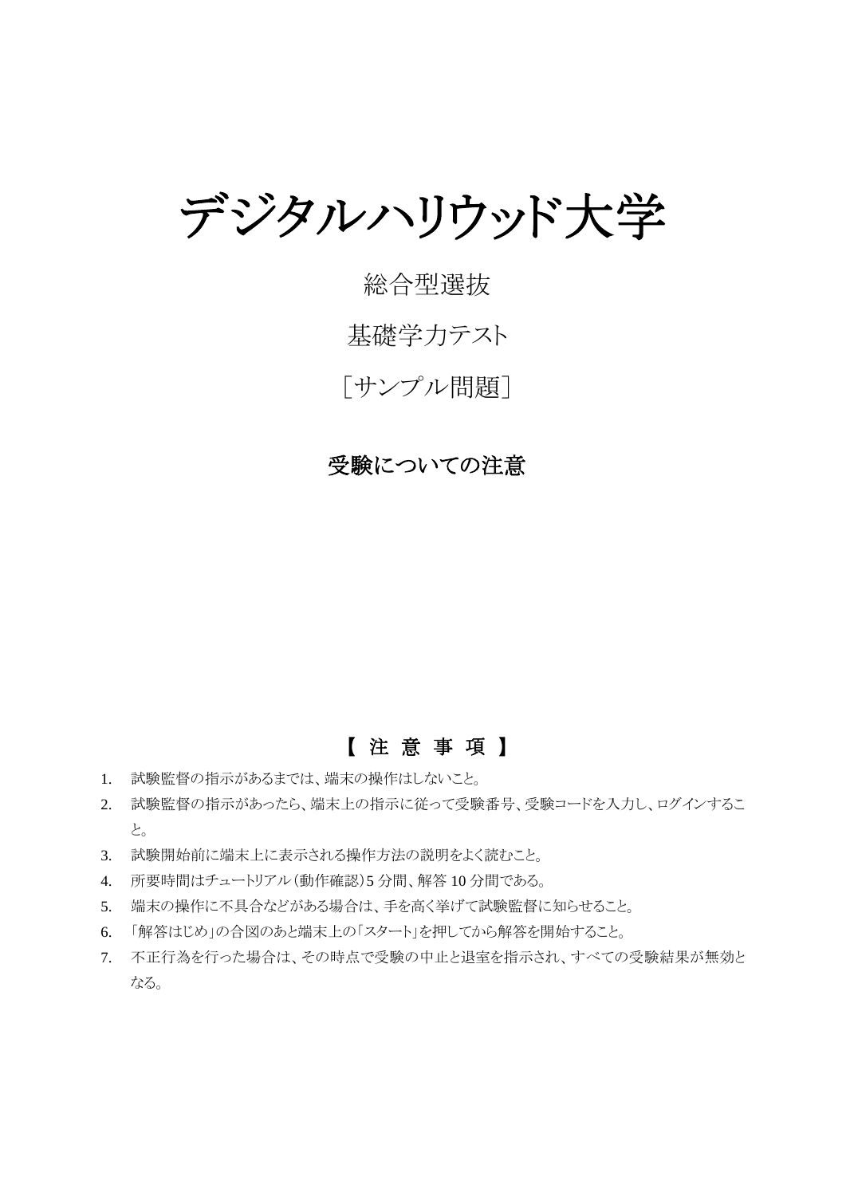# デジタルハリウッド大学

総合型選抜

基礎学力テスト

［サンプル問題］

**受験についての注意**

**【 注 意 事 項 】**

1. 試験監督の指示があるまでは、端末の操作はしないこと。
2. 試験監督の指示があったら、端末上の指示に従って受験番号、受験コードを入力し、ログインすること。
3. 試験開始前に端末上に表示される操作方法の説明をよく読むこと。
4. 所要時間はチュートリアル（動作確認）5 分間、解答 10 分間である。
5. 端末の操作に不具合などがある場合は、手を高く挙げて試験監督に知らせること。
6. 「解答はじめ」の合図のあと端末上の「スタート」を押してから解答を開始すること。
7. 不正行為を行った場合は、その時点で受験の中止と退室を指示され、すべての受験結果が無効となる。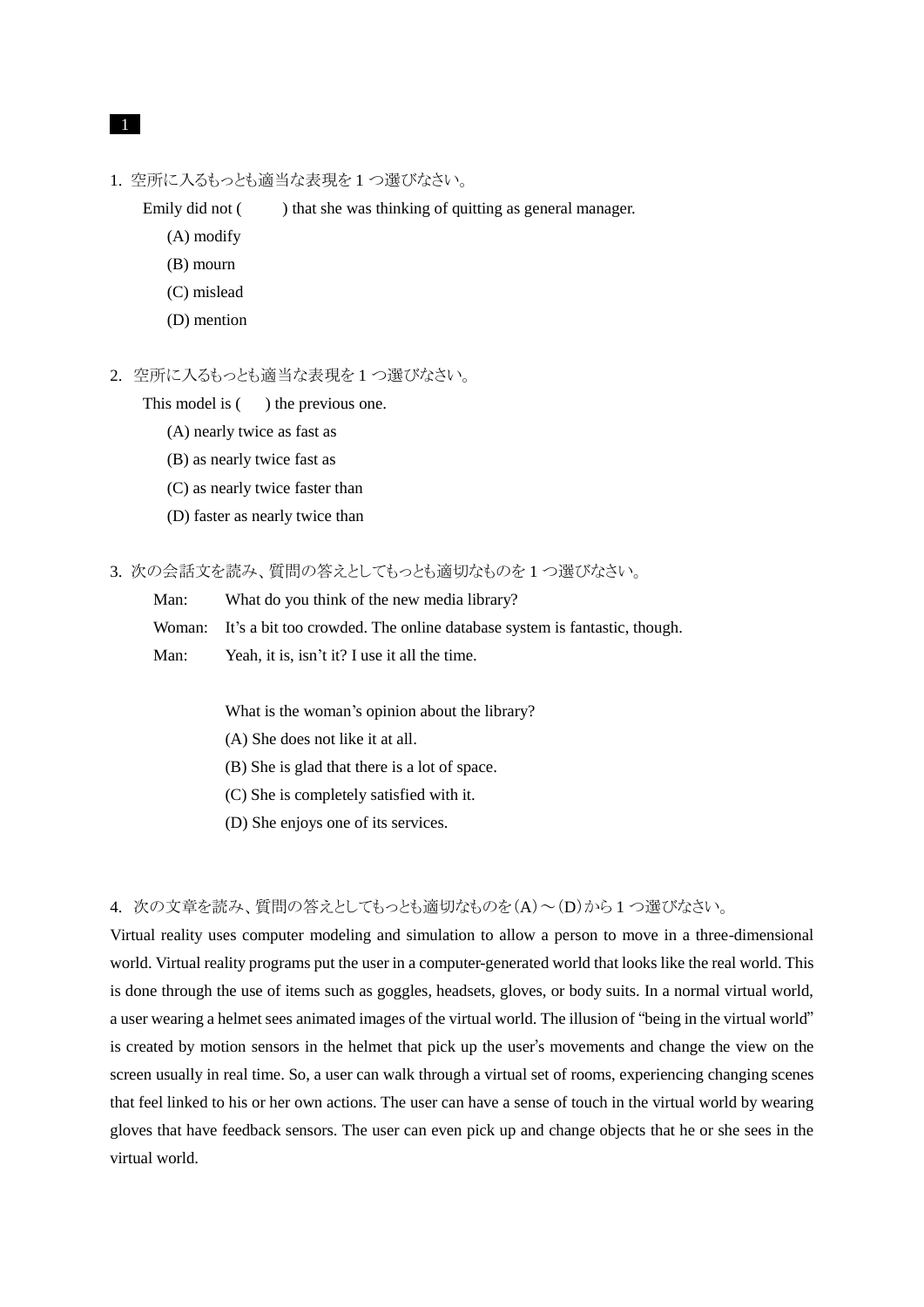**1**

1. 空所に入るもっとも適当な表現を 1 つ選びなさい。

   Emily did not (　　) that she was thinking of quitting as general manager.

   (A) modify

   (B) mourn

   (C) mislead

   (D) mention

2. 空所に入るもっとも適当な表現を 1 つ選びなさい。

   This model is (　　) the previous one.

   (A) nearly twice as fast as

   (B) as nearly twice fast as

   (C) as nearly twice faster than

   (D) faster as nearly twice than

3. 次の会話文を読み、質問の答えとしてもっとも適切なものを 1 つ選びなさい。

   Man: What do you think of the new media library?

   Woman: It's a bit too crowded. The online database system is fantastic, though.

   Man: Yeah, it is, isn't it? I use it all the time.

   What is the woman's opinion about the library?

   (A) She does not like it at all.

   (B) She is glad that there is a lot of space.

   (C) She is completely satisfied with it.

   (D) She enjoys one of its services.

4. 次の文章を読み、質問の答えとしてもっとも適切なものを（A）～（D）から 1 つ選びなさい。

Virtual reality uses computer modeling and simulation to allow a person to move in a three-dimensional world. Virtual reality programs put the user in a computer-generated world that looks like the real world. This is done through the use of items such as goggles, headsets, gloves, or body suits. In a normal virtual world, a user wearing a helmet sees animated images of the virtual world. The illusion of "being in the virtual world" is created by motion sensors in the helmet that pick up the user's movements and change the view on the screen usually in real time. So, a user can walk through a virtual set of rooms, experiencing changing scenes that feel linked to his or her own actions. The user can have a sense of touch in the virtual world by wearing gloves that have feedback sensors. The user can even pick up and change objects that he or she sees in the virtual world.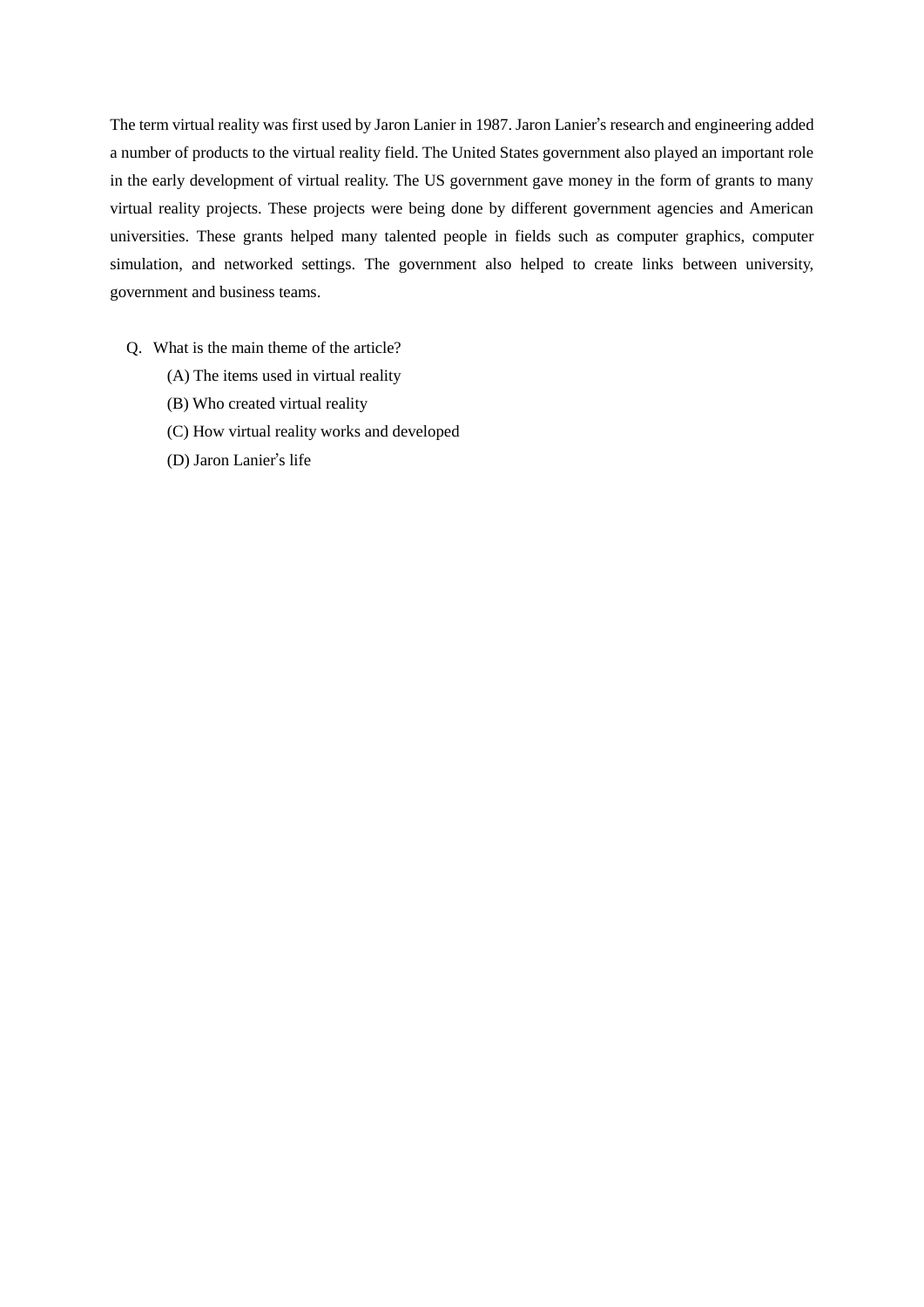The term virtual reality was first used by Jaron Lanier in 1987. Jaron Lanier's research and engineering added a number of products to the virtual reality field. The United States government also played an important role in the early development of virtual reality. The US government gave money in the form of grants to many virtual reality projects. These projects were being done by different government agencies and American universities. These grants helped many talented people in fields such as computer graphics, computer simulation, and networked settings. The government also helped to create links between university, government and business teams.

Q. What is the main theme of the article?

(A) The items used in virtual reality

(B) Who created virtual reality

(C) How virtual reality works and developed

(D) Jaron Lanier's life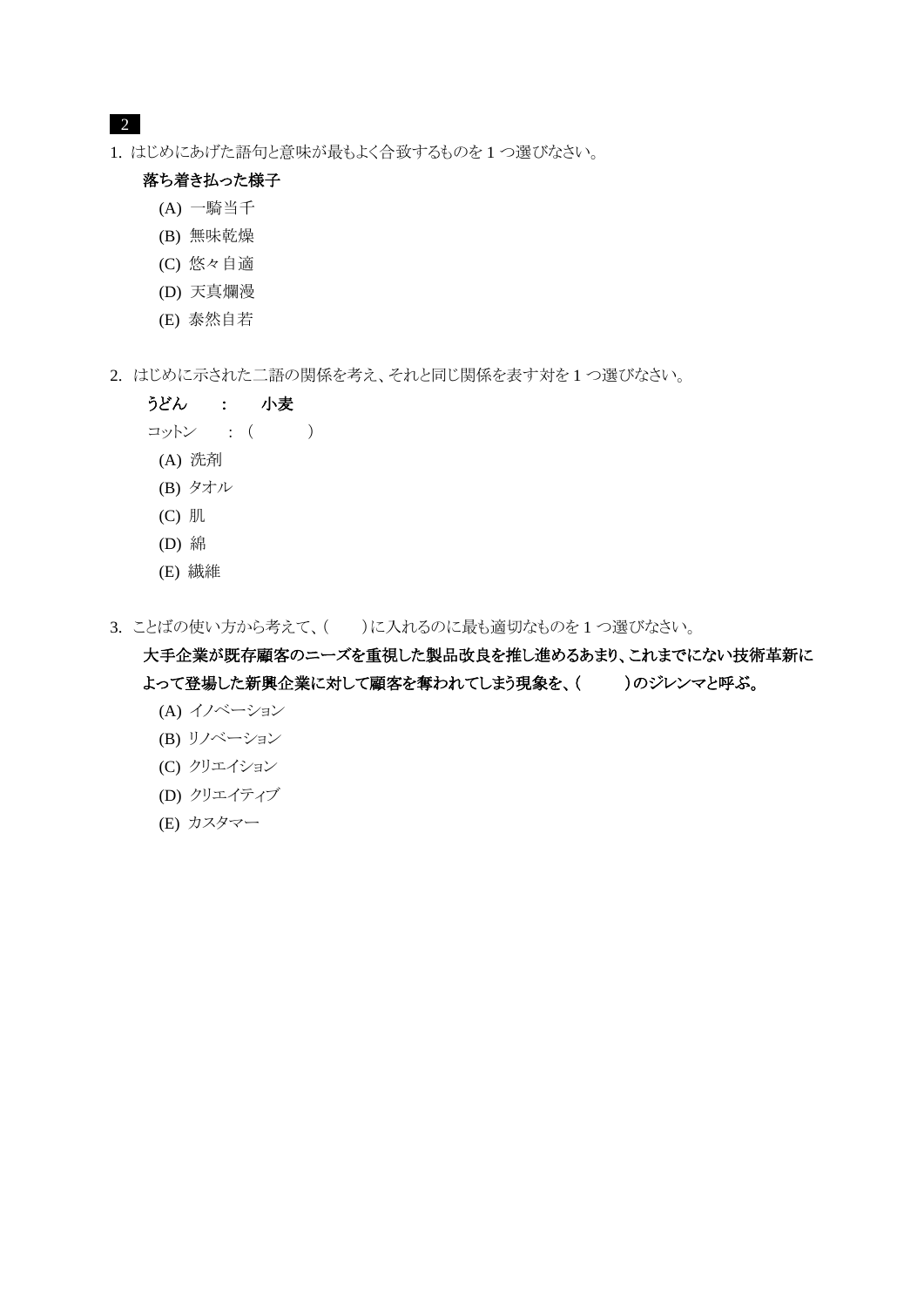**2**

1. はじめにあげた語句と意味が最もよく合致するものを 1 つ選びなさい。

   **落ち着き払った様子**

   (A) 一騎当千
   (B) 無味乾燥
   (C) 悠々自適
   (D) 天真爛漫
   (E) 泰然自若

2. はじめに示された二語の関係を考え、それと同じ関係を表す対を 1 つ選びなさい。

   **うどん　：　小麦**

   コットン　：（　　　）

   (A) 洗剤
   (B) タオル
   (C) 肌
   (D) 綿
   (E) 繊維

3. ことばの使い方から考えて、(　　) に入れるのに最も適切なものを 1 つ選びなさい。

   **大手企業が既存顧客のニーズを重視した製品改良を推し進めるあまり、これまでにない技術革新によって登場した新興企業に対して顧客を奪われてしまう現象を、(　　　) のジレンマと呼ぶ。**

   (A) イノベーション
   (B) リノベーション
   (C) クリエイション
   (D) クリエイティブ
   (E) カスタマー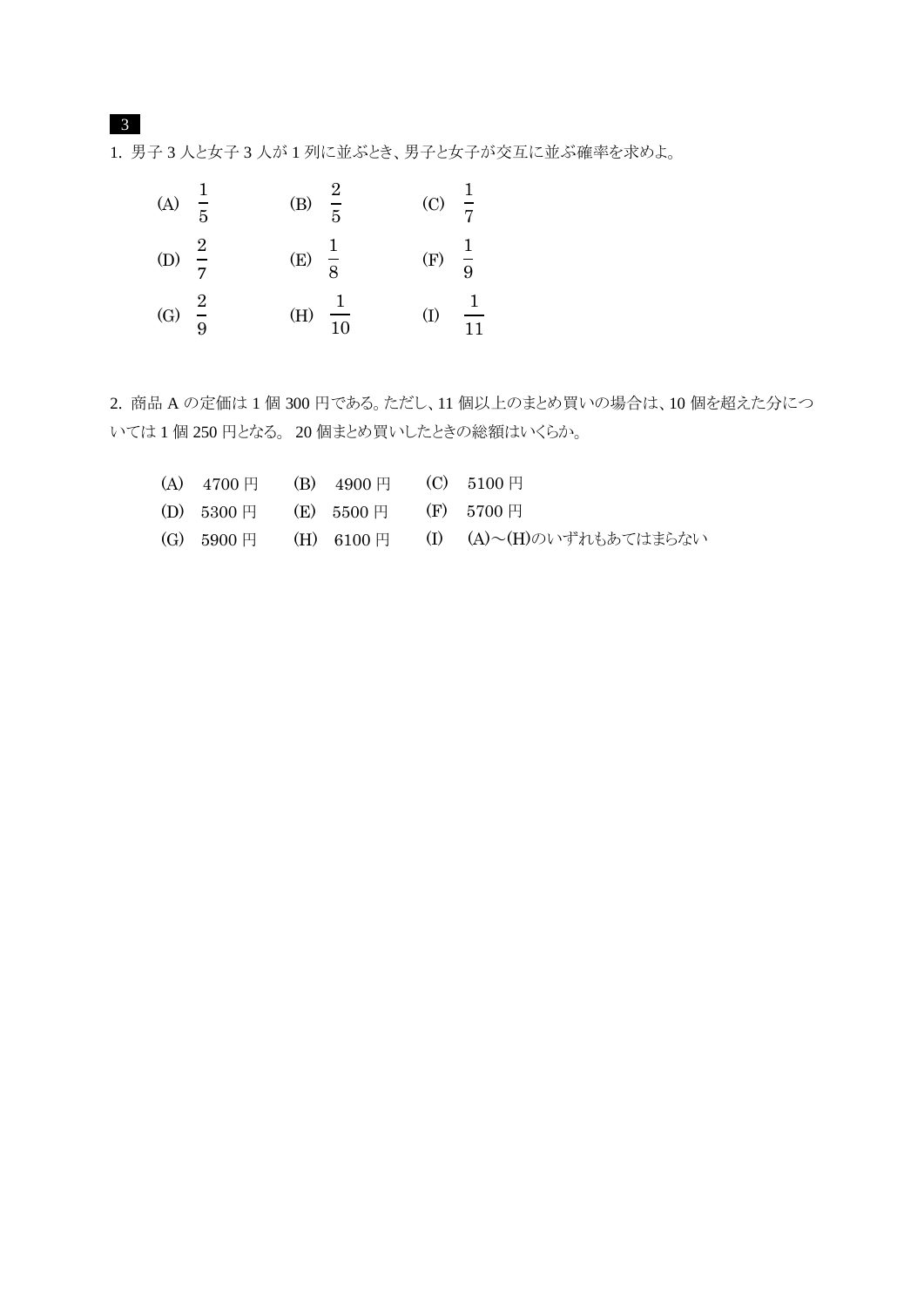**3**

1. 男子 3 人と女子 3 人が 1 列に並ぶとき、男子と女子が交互に並ぶ確率を求めよ。

| | | |
|---|---|---|
| (A) $\frac{1}{5}$ | (B) $\frac{2}{5}$ | (C) $\frac{1}{7}$ |
| (D) $\frac{2}{7}$ | (E) $\frac{1}{8}$ | (F) $\frac{1}{9}$ |
| (G) $\frac{2}{9}$ | (H) $\frac{1}{10}$ | (I) $\frac{1}{11}$ |

2. 商品 A の定価は 1 個 300 円である。ただし、11 個以上のまとめ買いの場合は、10 個を超えた分については 1 個 250 円となる。 20 個まとめ買いしたときの総額はいくらか。

| | | |
|---|---|---|
| (A) 4700 円 | (B) 4900 円 | (C) 5100 円 |
| (D) 5300 円 | (E) 5500 円 | (F) 5700 円 |
| (G) 5900 円 | (H) 6100 円 | (I) (A)～(H)のいずれもあてはまらない |